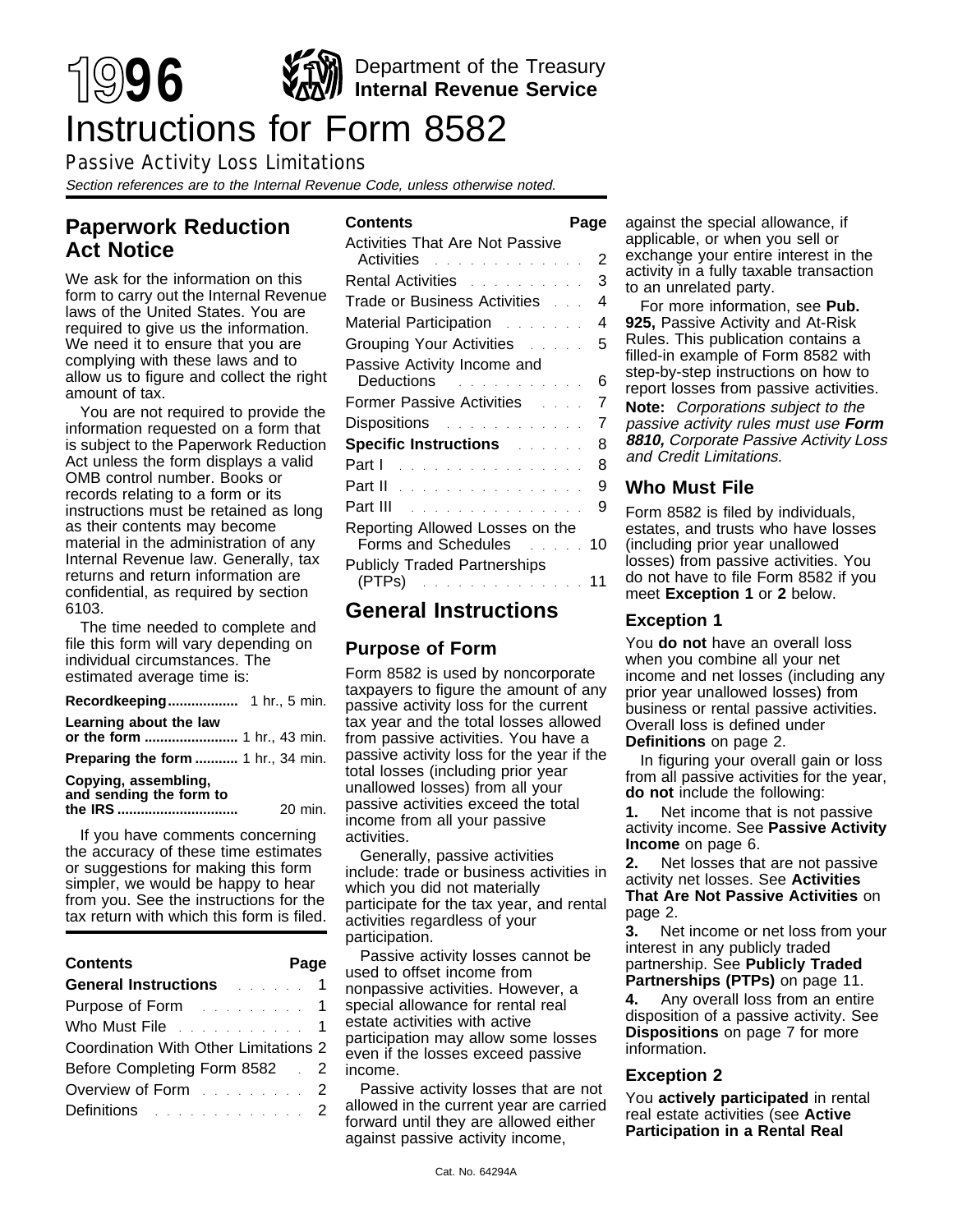# 1996 Instructions for Form 8582

Department of the Treasury
**Internal Revenue Service**

Passive Activity Loss Limitations

*Section references are to the Internal Revenue Code, unless otherwise noted.*

## Paperwork Reduction Act Notice

We ask for the information on this form to carry out the Internal Revenue laws of the United States. You are required to give us the information. We need it to ensure that you are complying with these laws and to allow us to figure and collect the right amount of tax.

You are not required to provide the information requested on a form that is subject to the Paperwork Reduction Act unless the form displays a valid OMB control number. Books or records relating to a form or its instructions must be retained as long as their contents may become material in the administration of any Internal Revenue law. Generally, tax returns and return information are confidential, as required by section 6103.

The time needed to complete and file this form will vary depending on individual circumstances. The estimated average time is:

| | |
|---|---|
| **Recordkeeping** | 1 hr., 5 min. |
| **Learning about the law or the form** | 1 hr., 43 min. |
| **Preparing the form** | 1 hr., 34 min. |
| **Copying, assembling, and sending the form to the IRS** | 20 min. |

If you have comments concerning the accuracy of these time estimates or suggestions for making this form simpler, we would be happy to hear from you. See the instructions for the tax return with which this form is filed.

| Contents | Page |
|---|---|
| **General Instructions** | 1 |
| Purpose of Form | 1 |
| Who Must File | 1 |
| Coordination With Other Limitations | 2 |
| Before Completing Form 8582 | 2 |
| Overview of Form | 2 |
| Definitions | 2 |
| Activities That Are Not Passive Activities | 2 |
| Rental Activities | 3 |
| Trade or Business Activities | 4 |
| Material Participation | 4 |
| Grouping Your Activities | 5 |
| Passive Activity Income and Deductions | 6 |
| Former Passive Activities | 7 |
| Dispositions | 7 |
| **Specific Instructions** | 8 |
| Part I | 8 |
| Part II | 9 |
| Part III | 9 |
| Reporting Allowed Losses on the Forms and Schedules | 10 |
| Publicly Traded Partnerships (PTPs) | 11 |

## General Instructions

### Purpose of Form

Form 8582 is used by noncorporate taxpayers to figure the amount of any passive activity loss for the current tax year and the total losses allowed from passive activities. You have a passive activity loss for the year if the total losses (including prior year unallowed losses) from all your passive activities exceed the total income from all your passive activities.

Generally, passive activities include: trade or business activities in which you did not materially participate for the tax year, and rental activities regardless of your participation.

Passive activity losses cannot be used to offset income from nonpassive activities. However, a special allowance for rental real estate activities with active participation may allow some losses even if the losses exceed passive income.

Passive activity losses that are not allowed in the current year are carried forward until they are allowed either against passive activity income, against the special allowance, if applicable, or when you sell or exchange your entire interest in the activity in a fully taxable transaction to an unrelated party.

For more information, see **Pub. 925,** Passive Activity and At-Risk Rules. This publication contains a filled-in example of Form 8582 with step-by-step instructions on how to report losses from passive activities.

**Note:** *Corporations subject to the passive activity rules must use* ***Form 8810,*** *Corporate Passive Activity Loss and Credit Limitations.*

### Who Must File

Form 8582 is filed by individuals, estates, and trusts who have losses (including prior year unallowed losses) from passive activities. You do not have to file Form 8582 if you meet **Exception 1** or **2** below.

#### Exception 1

You **do not** have an overall loss when you combine all your net income and net losses (including any prior year unallowed losses) from business or rental passive activities. Overall loss is defined under **Definitions** on page 2.

In figuring your overall gain or loss from all passive activities for the year, **do not** include the following:

**1.** Net income that is not passive activity income. See **Passive Activity Income** on page 6.

**2.** Net losses that are not passive activity net losses. See **Activities That Are Not Passive Activities** on page 2.

**3.** Net income or net loss from your interest in any publicly traded partnership. See **Publicly Traded Partnerships (PTPs)** on page 11.

**4.** Any overall loss from an entire disposition of a passive activity. See **Dispositions** on page 7 for more information.

#### Exception 2

You **actively participated** in rental real estate activities (see **Active Participation in a Rental Real**

Cat. No. 64294A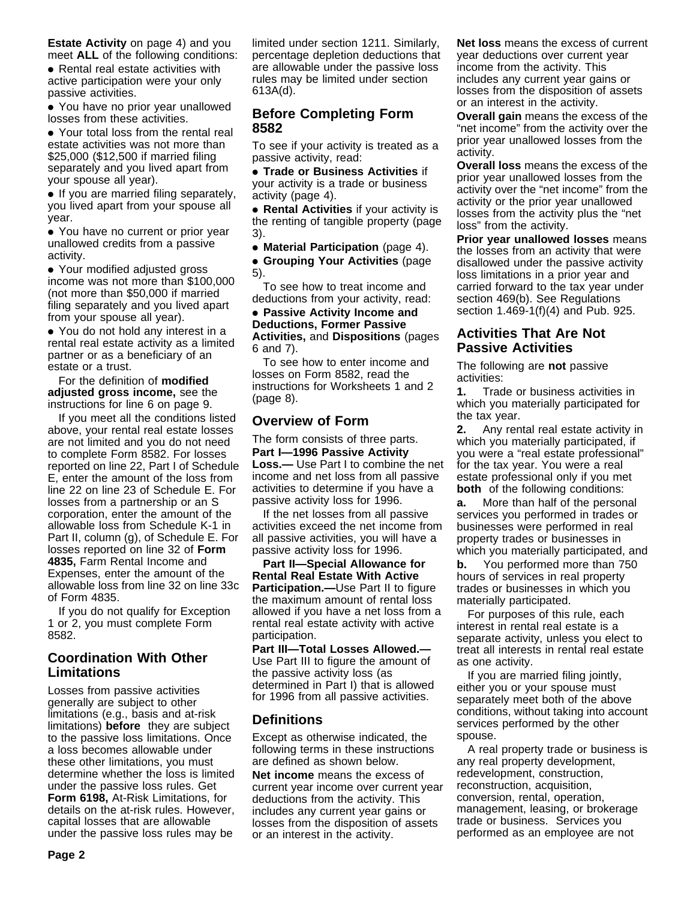**Estate Activity** on page 4) and you meet **ALL** of the following conditions:

- Rental real estate activities with active participation were your only passive activities.
- You have no prior year unallowed losses from these activities.
- Your total loss from the rental real estate activities was not more than $25,000 ($12,500 if married filing separately and you lived apart from your spouse all year).
- If you are married filing separately, you lived apart from your spouse all year.
- You have no current or prior year unallowed credits from a passive activity.
- Your modified adjusted gross income was not more than $100,000 (not more than $50,000 if married filing separately and you lived apart from your spouse all year).
- You do not hold any interest in a rental real estate activity as a limited partner or as a beneficiary of an estate or a trust.

For the definition of **modified adjusted gross income,** see the instructions for line 6 on page 9.

If you meet all the conditions listed above, your rental real estate losses are not limited and you do not need to complete Form 8582. For losses reported on line 22, Part I of Schedule E, enter the amount of the loss from line 22 on line 23 of Schedule E. For losses from a partnership or an S corporation, enter the amount of the allowable loss from Schedule K-1 in Part II, column (g), of Schedule E. For losses reported on line 32 of **Form 4835,** Farm Rental Income and Expenses, enter the amount of the allowable loss from line 32 on line 33c of Form 4835.

If you do not qualify for Exception 1 or 2, you must complete Form 8582.

## Coordination With Other Limitations

Losses from passive activities generally are subject to other limitations (e.g., basis and at-risk limitations) **before** they are subject to the passive loss limitations. Once a loss becomes allowable under these other limitations, you must determine whether the loss is limited under the passive loss rules. Get **Form 6198,** At-Risk Limitations, for details on the at-risk rules. However, capital losses that are allowable under the passive loss rules may be limited under section 1211. Similarly, percentage depletion deductions that are allowable under the passive loss rules may be limited under section 613A(d).

## Before Completing Form 8582

To see if your activity is treated as a passive activity, read:

- **Trade or Business Activities** if your activity is a trade or business activity (page 4).
- **Rental Activities** if your activity is the renting of tangible property (page 3).
- **Material Participation** (page 4).
- **Grouping Your Activities** (page 5).

To see how to treat income and deductions from your activity, read:

- **Passive Activity Income and Deductions, Former Passive Activities,** and **Dispositions** (pages 6 and 7).

To see how to enter income and losses on Form 8582, read the instructions for Worksheets 1 and 2 (page 8).

## Overview of Form

The form consists of three parts.

**Part I—1996 Passive Activity Loss.—** Use Part I to combine the net income and net loss from all passive activities to determine if you have a passive activity loss for 1996.

If the net losses from all passive activities exceed the net income from all passive activities, you will have a passive activity loss for 1996.

**Part II—Special Allowance for Rental Real Estate With Active Participation.—**Use Part II to figure the maximum amount of rental loss allowed if you have a net loss from a rental real estate activity with active participation.

**Part III—Total Losses Allowed.—** Use Part III to figure the amount of the passive activity loss (as determined in Part I) that is allowed for 1996 from all passive activities.

## Definitions

Except as otherwise indicated, the following terms in these instructions are defined as shown below.

**Net income** means the excess of current year income over current year deductions from the activity. This includes any current year gains or losses from the disposition of assets or an interest in the activity.

**Net loss** means the excess of current year deductions over current year income from the activity. This includes any current year gains or losses from the disposition of assets or an interest in the activity.

**Overall gain** means the excess of the "net income" from the activity over the prior year unallowed losses from the activity.

**Overall loss** means the excess of the prior year unallowed losses from the activity over the "net income" from the activity or the prior year unallowed losses from the activity plus the "net loss" from the activity.

**Prior year unallowed losses** means the losses from an activity that were disallowed under the passive activity loss limitations in a prior year and carried forward to the tax year under section 469(b). See Regulations section 1.469-1(f)(4) and Pub. 925.

## Activities That Are Not Passive Activities

The following are **not** passive activities:

**1.** Trade or business activities in which you materially participated for the tax year.

**2.** Any rental real estate activity in which you materially participated, if you were a "real estate professional" for the tax year. You were a real estate professional only if you met **both** of the following conditions:

**a.** More than half of the personal services you performed in trades or businesses were performed in real property trades or businesses in which you materially participated, and

**b.** You performed more than 750 hours of services in real property trades or businesses in which you materially participated.

For purposes of this rule, each interest in rental real estate is a separate activity, unless you elect to treat all interests in rental real estate as one activity.

If you are married filing jointly, either you or your spouse must separately meet both of the above conditions, without taking into account services performed by the other spouse.

A real property trade or business is any real property development, redevelopment, construction, reconstruction, acquisition, conversion, rental, operation, management, leasing, or brokerage trade or business. Services you performed as an employee are not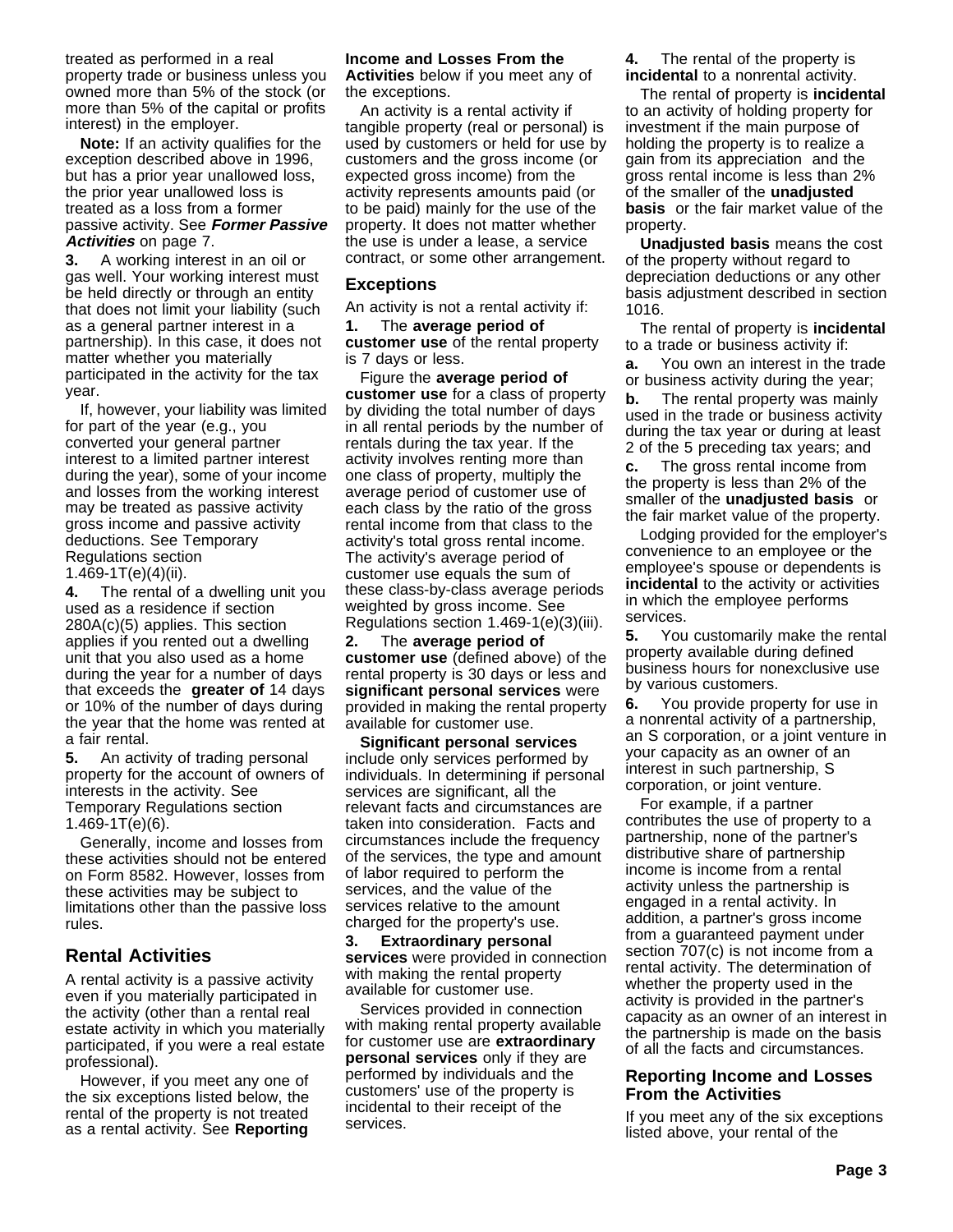treated as performed in a real property trade or business unless you owned more than 5% of the stock (or more than 5% of the capital or profits interest) in the employer.

**Note:** If an activity qualifies for the exception described above in 1996, but has a prior year unallowed loss, the prior year unallowed loss is treated as a loss from a former passive activity. See ***Former Passive Activities*** on page 7.

**3.** A working interest in an oil or gas well. Your working interest must be held directly or through an entity that does not limit your liability (such as a general partner interest in a partnership). In this case, it does not matter whether you materially participated in the activity for the tax year.

If, however, your liability was limited for part of the year (e.g., you converted your general partner interest to a limited partner interest during the year), some of your income and losses from the working interest may be treated as passive activity gross income and passive activity deductions. See Temporary Regulations section 1.469-1T(e)(4)(ii).

**4.** The rental of a dwelling unit you used as a residence if section 280A(c)(5) applies. This section applies if you rented out a dwelling unit that you also used as a home during the year for a number of days that exceeds the **greater of** 14 days or 10% of the number of days during the year that the home was rented at a fair rental.

**5.** An activity of trading personal property for the account of owners of interests in the activity. See Temporary Regulations section 1.469-1T(e)(6).

Generally, income and losses from these activities should not be entered on Form 8582. However, losses from these activities may be subject to limitations other than the passive loss rules.

## Rental Activities

A rental activity is a passive activity even if you materially participated in the activity (other than a rental real estate activity in which you materially participated, if you were a real estate professional).

However, if you meet any one of the six exceptions listed below, the rental of the property is not treated as a rental activity. See **Reporting Income and Losses From the Activities** below if you meet any of the exceptions.

An activity is a rental activity if tangible property (real or personal) is used by customers or held for use by customers and the gross income (or expected gross income) from the activity represents amounts paid (or to be paid) mainly for the use of the property. It does not matter whether the use is under a lease, a service contract, or some other arrangement.

### Exceptions

An activity is not a rental activity if:

**1.** The **average period of customer use** of the rental property is 7 days or less.

Figure the **average period of customer use** for a class of property by dividing the total number of days in all rental periods by the number of rentals during the tax year. If the activity involves renting more than one class of property, multiply the average period of customer use of each class by the ratio of the gross rental income from that class to the activity's total gross rental income. The activity's average period of customer use equals the sum of these class-by-class average periods weighted by gross income. See Regulations section 1.469-1(e)(3)(iii).

**2.** The **average period of customer use** (defined above) of the rental property is 30 days or less and **significant personal services** were provided in making the rental property available for customer use.

**Significant personal services** include only services performed by individuals. In determining if personal services are significant, all the relevant facts and circumstances are taken into consideration. Facts and circumstances include the frequency of the services, the type and amount of labor required to perform the services, and the value of the services relative to the amount charged for the property's use.

**3. Extraordinary personal services** were provided in connection with making the rental property available for customer use.

Services provided in connection with making rental property available for customer use are **extraordinary personal services** only if they are performed by individuals and the customers' use of the property is incidental to their receipt of the services.

**4.** The rental of the property is **incidental** to a nonrental activity.

The rental of property is **incidental** to an activity of holding property for investment if the main purpose of holding the property is to realize a gain from its appreciation and the gross rental income is less than 2% of the smaller of the **unadjusted basis** or the fair market value of the property.

**Unadjusted basis** means the cost of the property without regard to depreciation deductions or any other basis adjustment described in section 1016.

The rental of property is **incidental** to a trade or business activity if:

**a.** You own an interest in the trade or business activity during the year;

**b.** The rental property was mainly used in the trade or business activity during the tax year or during at least 2 of the 5 preceding tax years; and

**c.** The gross rental income from the property is less than 2% of the smaller of the **unadjusted basis** or the fair market value of the property.

Lodging provided for the employer's convenience to an employee or the employee's spouse or dependents is **incidental** to the activity or activities in which the employee performs services.

**5.** You customarily make the rental property available during defined business hours for nonexclusive use by various customers.

**6.** You provide property for use in a nonrental activity of a partnership, an S corporation, or a joint venture in your capacity as an owner of an interest in such partnership, S corporation, or joint venture.

For example, if a partner contributes the use of property to a partnership, none of the partner's distributive share of partnership income is income from a rental activity unless the partnership is engaged in a rental activity. In addition, a partner's gross income from a guaranteed payment under section 707(c) is not income from a rental activity. The determination of whether the property used in the activity is provided in the partner's capacity as an owner of an interest in the partnership is made on the basis of all the facts and circumstances.

### Reporting Income and Losses From the Activities

If you meet any of the six exceptions listed above, your rental of the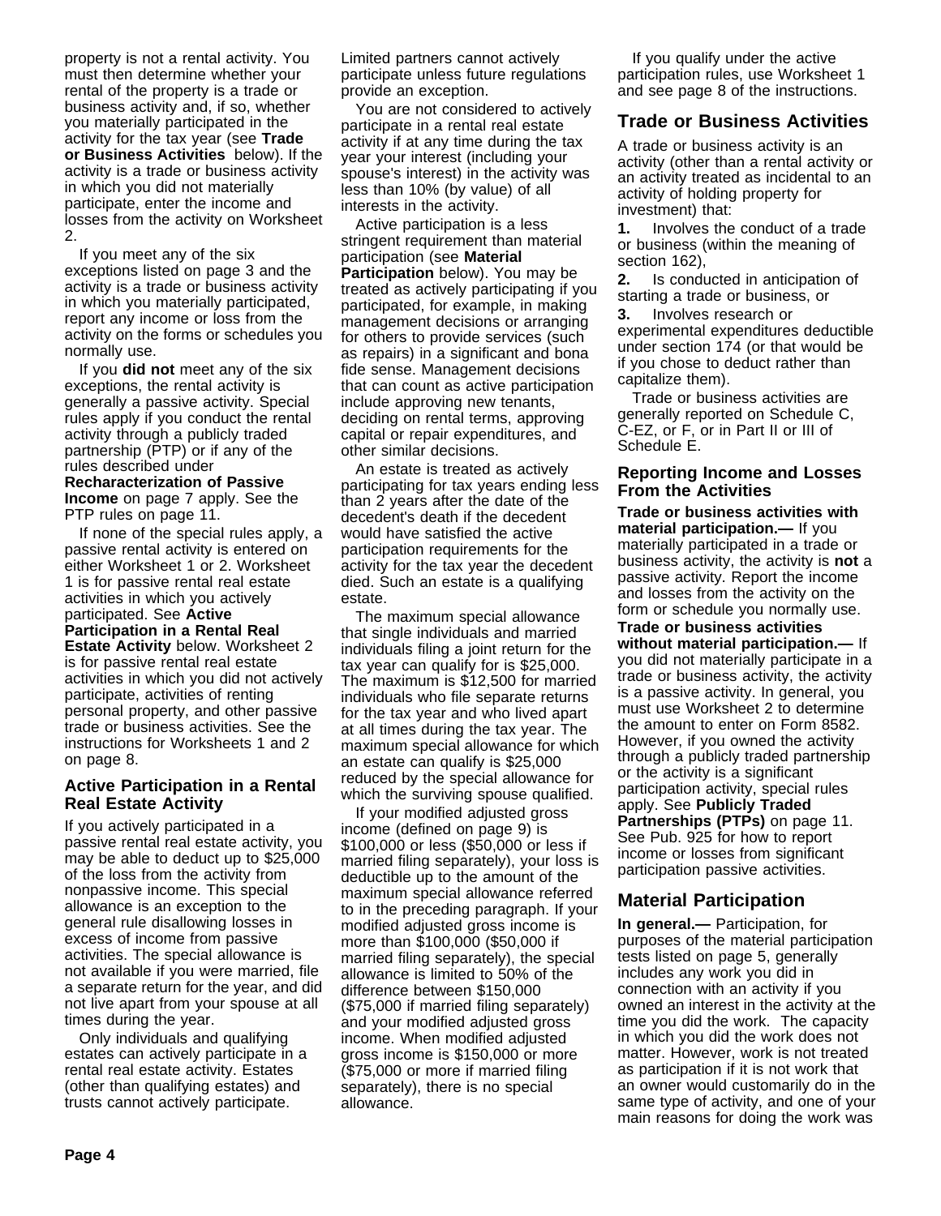property is not a rental activity. You must then determine whether your rental of the property is a trade or business activity and, if so, whether you materially participated in the activity for the tax year (see **Trade or Business Activities** below). If the activity is a trade or business activity in which you did not materially participate, enter the income and losses from the activity on Worksheet 2.

If you meet any of the six exceptions listed on page 3 and the activity is a trade or business activity in which you materially participated, report any income or loss from the activity on the forms or schedules you normally use.

If you **did not** meet any of the six exceptions, the rental activity is generally a passive activity. Special rules apply if you conduct the rental activity through a publicly traded partnership (PTP) or if any of the rules described under **Recharacterization of Passive Income** on page 7 apply. See the PTP rules on page 11.

If none of the special rules apply, a passive rental activity is entered on either Worksheet 1 or 2. Worksheet 1 is for passive rental real estate activities in which you actively participated. See **Active Participation in a Rental Real Estate Activity** below. Worksheet 2 is for passive rental real estate activities in which you did not actively participate, activities of renting personal property, and other passive trade or business activities. See the instructions for Worksheets 1 and 2 on page 8.

### Active Participation in a Rental Real Estate Activity

If you actively participated in a passive rental real estate activity, you may be able to deduct up to $25,000 of the loss from the activity from nonpassive income. This special allowance is an exception to the general rule disallowing losses in excess of income from passive activities. The special allowance is not available if you were married, file a separate return for the year, and did not live apart from your spouse at all times during the year.

Only individuals and qualifying estates can actively participate in a rental real estate activity. Estates (other than qualifying estates) and trusts cannot actively participate. Limited partners cannot actively participate unless future regulations provide an exception.

You are not considered to actively participate in a rental real estate activity if at any time during the tax year your interest (including your spouse's interest) in the activity was less than 10% (by value) of all interests in the activity.

Active participation is a less stringent requirement than material participation (see **Material Participation** below). You may be treated as actively participating if you participated, for example, in making management decisions or arranging for others to provide services (such as repairs) in a significant and bona fide sense. Management decisions that can count as active participation include approving new tenants, deciding on rental terms, approving capital or repair expenditures, and other similar decisions.

An estate is treated as actively participating for tax years ending less than 2 years after the date of the decedent's death if the decedent would have satisfied the active participation requirements for the activity for the tax year the decedent died. Such an estate is a qualifying estate.

The maximum special allowance that single individuals and married individuals filing a joint return for the tax year can qualify for is $25,000. The maximum is $12,500 for married individuals who file separate returns for the tax year and who lived apart at all times during the tax year. The maximum special allowance for which an estate can qualify is $25,000 reduced by the special allowance for which the surviving spouse qualified.

If your modified adjusted gross income (defined on page 9) is $100,000 or less ($50,000 or less if married filing separately), your loss is deductible up to the amount of the maximum special allowance referred to in the preceding paragraph. If your modified adjusted gross income is more than $100,000 ($50,000 if married filing separately), the special allowance is limited to 50% of the difference between $150,000 ($75,000 if married filing separately) and your modified adjusted gross income. When modified adjusted gross income is $150,000 or more ($75,000 or more if married filing separately), there is no special allowance.

If you qualify under the active participation rules, use Worksheet 1 and see page 8 of the instructions.

## Trade or Business Activities

A trade or business activity is an activity (other than a rental activity or an activity treated as incidental to an activity of holding property for investment) that:

**1.** Involves the conduct of a trade or business (within the meaning of section 162),

**2.** Is conducted in anticipation of starting a trade or business, or

**3.** Involves research or experimental expenditures deductible under section 174 (or that would be if you chose to deduct rather than capitalize them).

Trade or business activities are generally reported on Schedule C, C-EZ, or F, or in Part II or III of Schedule E.

### Reporting Income and Losses From the Activities

**Trade or business activities with material participation.—** If you materially participated in a trade or business activity, the activity is **not** a passive activity. Report the income and losses from the activity on the form or schedule you normally use.

**Trade or business activities without material participation.—** If you did not materially participate in a trade or business activity, the activity is a passive activity. In general, you must use Worksheet 2 to determine the amount to enter on Form 8582. However, if you owned the activity through a publicly traded partnership or the activity is a significant participation activity, special rules apply. See **Publicly Traded Partnerships (PTPs)** on page 11. See Pub. 925 for how to report income or losses from significant participation passive activities.

## Material Participation

**In general.—** Participation, for purposes of the material participation tests listed on page 5, generally includes any work you did in connection with an activity if you owned an interest in the activity at the time you did the work. The capacity in which you did the work does not matter. However, work is not treated as participation if it is not work that an owner would customarily do in the same type of activity, and one of your main reasons for doing the work was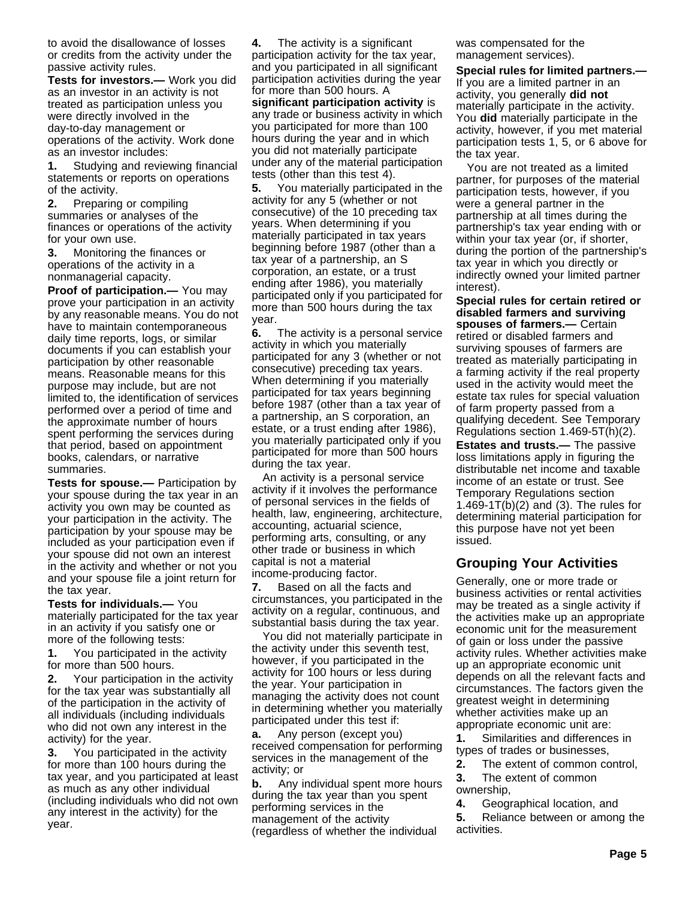to avoid the disallowance of losses or credits from the activity under the passive activity rules.

**Tests for investors.—** Work you did as an investor in an activity is not treated as participation unless you were directly involved in the day-to-day management or operations of the activity. Work done as an investor includes:

**1.** Studying and reviewing financial statements or reports on operations of the activity.

**2.** Preparing or compiling summaries or analyses of the finances or operations of the activity for your own use.

**3.** Monitoring the finances or operations of the activity in a nonmanagerial capacity.

**Proof of participation.—** You may prove your participation in an activity by any reasonable means. You do not have to maintain contemporaneous daily time reports, logs, or similar documents if you can establish your participation by other reasonable means. Reasonable means for this purpose may include, but are not limited to, the identification of services performed over a period of time and the approximate number of hours spent performing the services during that period, based on appointment books, calendars, or narrative summaries.

**Tests for spouse.—** Participation by your spouse during the tax year in an activity you own may be counted as your participation in the activity. The participation by your spouse may be included as your participation even if your spouse did not own an interest in the activity and whether or not you and your spouse file a joint return for the tax year.

**Tests for individuals.—** You materially participated for the tax year in an activity if you satisfy one or more of the following tests:

**1.** You participated in the activity for more than 500 hours.

**2.** Your participation in the activity for the tax year was substantially all of the participation in the activity of all individuals (including individuals who did not own any interest in the activity) for the year.

**3.** You participated in the activity for more than 100 hours during the tax year, and you participated at least as much as any other individual (including individuals who did not own any interest in the activity) for the year.

**4.** The activity is a significant participation activity for the tax year, and you participated in all significant participation activities during the year for more than 500 hours. A **significant participation activity** is any trade or business activity in which you participated for more than 100 hours during the year and in which you did not materially participate under any of the material participation tests (other than this test 4).

**5.** You materially participated in the activity for any 5 (whether or not consecutive) of the 10 preceding tax years. When determining if you materially participated in tax years beginning before 1987 (other than a tax year of a partnership, an S corporation, an estate, or a trust ending after 1986), you materially participated only if you participated for more than 500 hours during the tax year.

**6.** The activity is a personal service activity in which you materially participated for any 3 (whether or not consecutive) preceding tax years. When determining if you materially participated for tax years beginning before 1987 (other than a tax year of a partnership, an S corporation, an estate, or a trust ending after 1986), you materially participated only if you participated for more than 500 hours during the tax year.

An activity is a personal service activity if it involves the performance of personal services in the fields of health, law, engineering, architecture, accounting, actuarial science, performing arts, consulting, or any other trade or business in which capital is not a material income-producing factor.

**7.** Based on all the facts and circumstances, you participated in the activity on a regular, continuous, and substantial basis during the tax year.

You did not materially participate in the activity under this seventh test, however, if you participated in the activity for 100 hours or less during the year. Your participation in managing the activity does not count in determining whether you materially participated under this test if:

**a.** Any person (except you) received compensation for performing services in the management of the activity; or

**b.** Any individual spent more hours during the tax year than you spent performing services in the management of the activity (regardless of whether the individual was compensated for the management services).

**Special rules for limited partners.—** If you are a limited partner in an activity, you generally **did not** materially participate in the activity. You **did** materially participate in the activity, however, if you met material participation tests 1, 5, or 6 above for the tax year.

You are not treated as a limited partner, for purposes of the material participation tests, however, if you were a general partner in the partnership at all times during the partnership's tax year ending with or within your tax year (or, if shorter, during the portion of the partnership's tax year in which you directly or indirectly owned your limited partner interest).

**Special rules for certain retired or disabled farmers and surviving spouses of farmers.—** Certain retired or disabled farmers and surviving spouses of farmers are treated as materially participating in a farming activity if the real property used in the activity would meet the estate tax rules for special valuation of farm property passed from a qualifying decedent. See Temporary Regulations section 1.469-5T(h)(2).

**Estates and trusts.—** The passive loss limitations apply in figuring the distributable net income and taxable income of an estate or trust. See Temporary Regulations section 1.469-1T(b)(2) and (3). The rules for determining material participation for this purpose have not yet been issued.

## Grouping Your Activities

Generally, one or more trade or business activities or rental activities may be treated as a single activity if the activities make up an appropriate economic unit for the measurement of gain or loss under the passive activity rules. Whether activities make up an appropriate economic unit depends on all the relevant facts and circumstances. The factors given the greatest weight in determining whether activities make up an appropriate economic unit are:

**1.** Similarities and differences in types of trades or businesses,

**2.** The extent of common control,

**3.** The extent of common ownership,

**4.** Geographical location, and

**5.** Reliance between or among the activities.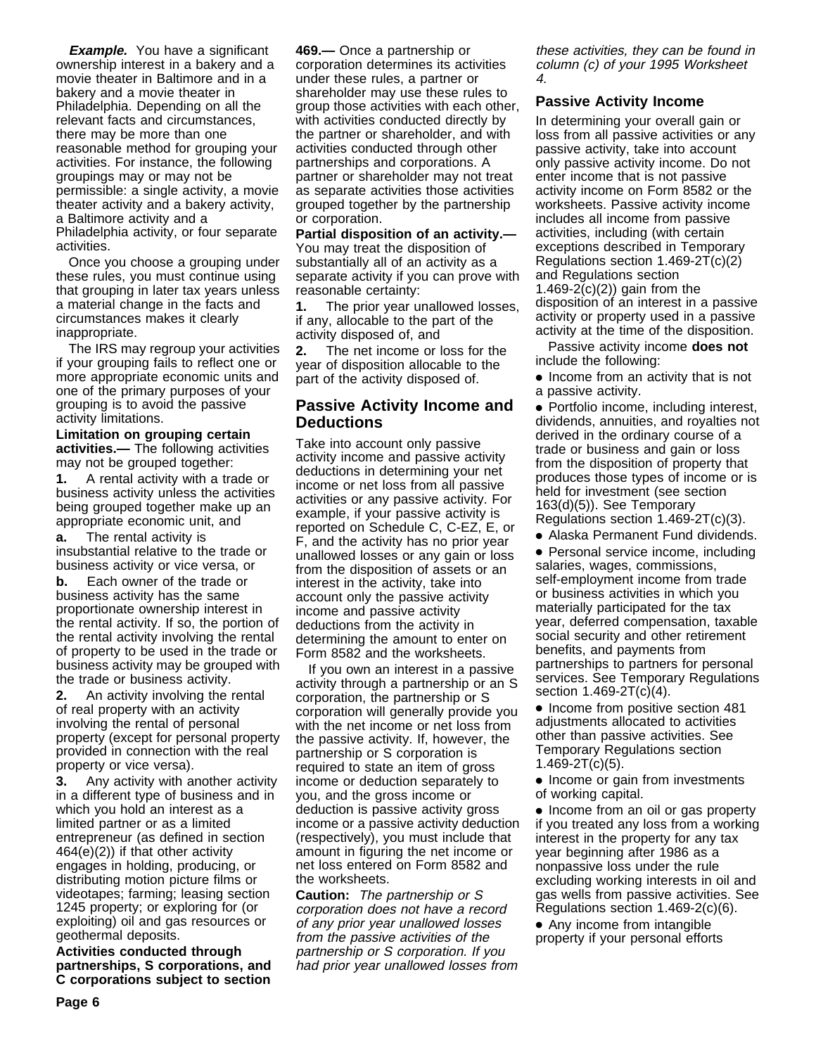***Example.*** You have a significant ownership interest in a bakery and a movie theater in Baltimore and in a bakery and a movie theater in Philadelphia. Depending on all the relevant facts and circumstances, there may be more than one reasonable method for grouping your activities. For instance, the following groupings may or may not be permissible: a single activity, a movie theater activity and a bakery activity, a Baltimore activity and a Philadelphia activity, or four separate activities.

Once you choose a grouping under these rules, you must continue using that grouping in later tax years unless a material change in the facts and circumstances makes it clearly inappropriate.

The IRS may regroup your activities if your grouping fails to reflect one or more appropriate economic units and one of the primary purposes of your grouping is to avoid the passive activity limitations.

**Limitation on grouping certain activities.—** The following activities may not be grouped together:

**1.** A rental activity with a trade or business activity unless the activities being grouped together make up an appropriate economic unit, and

**a.** The rental activity is insubstantial relative to the trade or business activity or vice versa, or

**b.** Each owner of the trade or business activity has the same proportionate ownership interest in the rental activity. If so, the portion of the rental activity involving the rental of property to be used in the trade or business activity may be grouped with the trade or business activity.

**2.** An activity involving the rental of real property with an activity involving the rental of personal property (except for personal property provided in connection with the real property or vice versa).

**3.** Any activity with another activity in a different type of business and in which you hold an interest as a limited partner or as a limited entrepreneur (as defined in section 464(e)(2)) if that other activity engages in holding, producing, or distributing motion picture films or videotapes; farming; leasing section 1245 property; or exploring for (or exploiting) oil and gas resources or geothermal deposits.

**Activities conducted through partnerships, S corporations, and C corporations subject to section 469.—** Once a partnership or corporation determines its activities under these rules, a partner or shareholder may use these rules to group those activities with each other, with activities conducted directly by the partner or shareholder, and with activities conducted through other partnerships and corporations. A partner or shareholder may not treat as separate activities those activities grouped together by the partnership or corporation.

**Partial disposition of an activity.—** You may treat the disposition of substantially all of an activity as a separate activity if you can prove with reasonable certainty:

**1.** The prior year unallowed losses, if any, allocable to the part of the activity disposed of, and

**2.** The net income or loss for the year of disposition allocable to the part of the activity disposed of.

## Passive Activity Income and Deductions

Take into account only passive activity income and passive activity deductions in determining your net income or net loss from all passive activities or any passive activity. For example, if your passive activity is reported on Schedule C, C-EZ, E, or F, and the activity has no prior year unallowed losses or any gain or loss from the disposition of assets or an interest in the activity, take into account only the passive activity income and passive activity deductions from the activity in determining the amount to enter on Form 8582 and the worksheets.

If you own an interest in a passive activity through a partnership or an S corporation, the partnership or S corporation will generally provide you with the net income or net loss from the passive activity. If, however, the partnership or S corporation is required to state an item of gross income or deduction separately to you, and the gross income or deduction is passive activity gross income or a passive activity deduction (respectively), you must include that amount in figuring the net income or net loss entered on Form 8582 and the worksheets.

**Caution:** *The partnership or S corporation does not have a record of any prior year unallowed losses from the passive activities of the partnership or S corporation. If you had prior year unallowed losses from these activities, they can be found in column (c) of your 1995 Worksheet 4.*

### Passive Activity Income

In determining your overall gain or loss from all passive activities or any passive activity, take into account only passive activity income. Do not enter income that is not passive activity income on Form 8582 or the worksheets. Passive activity income includes all income from passive activities, including (with certain exceptions described in Temporary Regulations section 1.469-2T(c)(2) and Regulations section 1.469-2(c)(2)) gain from the disposition of an interest in a passive activity or property used in a passive activity at the time of the disposition.

Passive activity income **does not** include the following:

- Income from an activity that is not a passive activity.
- Portfolio income, including interest, dividends, annuities, and royalties not derived in the ordinary course of a trade or business and gain or loss from the disposition of property that produces those types of income or is held for investment (see section 163(d)(5)). See Temporary Regulations section 1.469-2T(c)(3).
- Alaska Permanent Fund dividends.
- Personal service income, including salaries, wages, commissions, self-employment income from trade or business activities in which you materially participated for the tax year, deferred compensation, taxable social security and other retirement benefits, and payments from partnerships to partners for personal services. See Temporary Regulations section 1.469-2T(c)(4).
- Income from positive section 481 adjustments allocated to activities other than passive activities. See Temporary Regulations section 1.469-2T(c)(5).
- Income or gain from investments of working capital.
- Income from an oil or gas property if you treated any loss from a working interest in the property for any tax year beginning after 1986 as a nonpassive loss under the rule excluding working interests in oil and gas wells from passive activities. See Regulations section 1.469-2(c)(6).
- Any income from intangible property if your personal efforts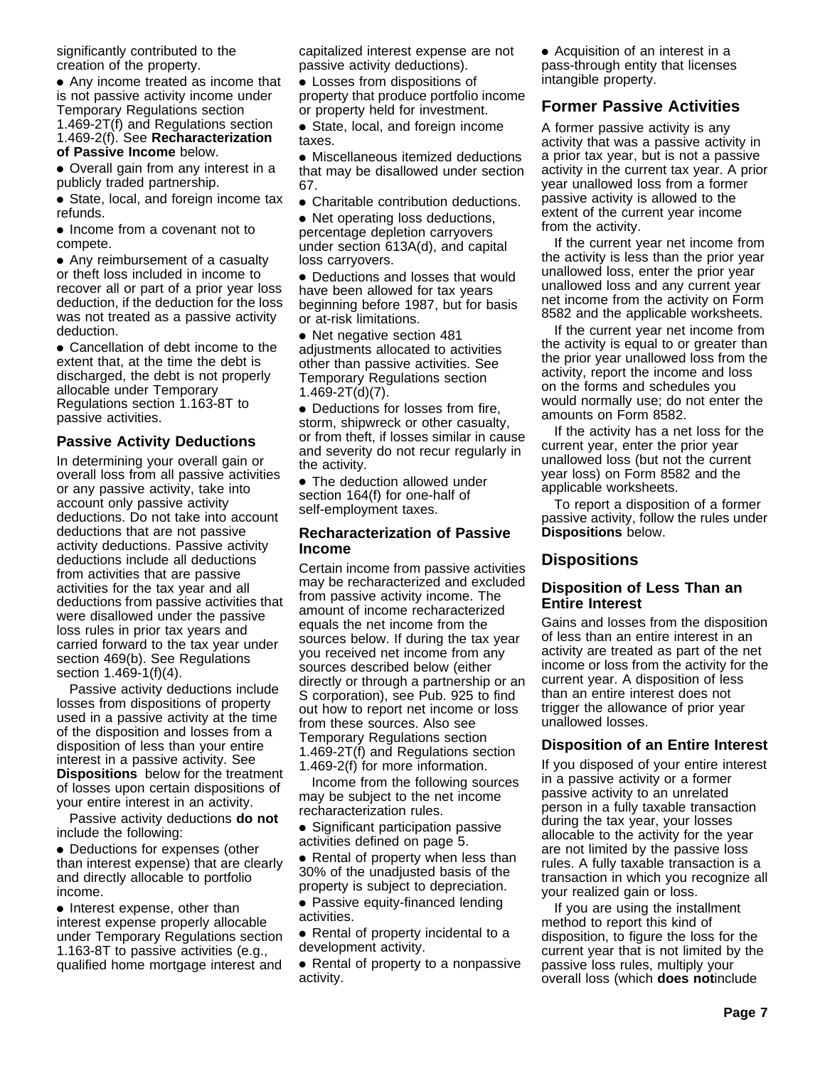significantly contributed to the creation of the property.

- Any income treated as income that is not passive activity income under Temporary Regulations section 1.469-2T(f) and Regulations section 1.469-2(f). See **Recharacterization of Passive Income** below.
- Overall gain from any interest in a publicly traded partnership.
- State, local, and foreign income tax refunds.
- Income from a covenant not to compete.
- Any reimbursement of a casualty or theft loss included in income to recover all or part of a prior year loss deduction, if the deduction for the loss was not treated as a passive activity deduction.
- Cancellation of debt income to the extent that, at the time the debt is discharged, the debt is not properly allocable under Temporary Regulations section 1.163-8T to passive activities.

### Passive Activity Deductions

In determining your overall gain or overall loss from all passive activities or any passive activity, take into account only passive activity deductions. Do not take into account deductions that are not passive activity deductions. Passive activity deductions include all deductions from activities that are passive activities for the tax year and all deductions from passive activities that were disallowed under the passive loss rules in prior tax years and carried forward to the tax year under section 469(b). See Regulations section 1.469-1(f)(4).

Passive activity deductions include losses from dispositions of property used in a passive activity at the time of the disposition and losses from a disposition of less than your entire interest in a passive activity. See **Dispositions** below for the treatment of losses upon certain dispositions of your entire interest in an activity.

Passive activity deductions **do not** include the following:

- Deductions for expenses (other than interest expense) that are clearly and directly allocable to portfolio income.
- Interest expense, other than interest expense properly allocable under Temporary Regulations section 1.163-8T to passive activities (e.g., qualified home mortgage interest and capitalized interest expense are not passive activity deductions).
- Losses from dispositions of property that produce portfolio income or property held for investment.
- State, local, and foreign income taxes.
- Miscellaneous itemized deductions that may be disallowed under section 67.
- Charitable contribution deductions.
- Net operating loss deductions, percentage depletion carryovers under section 613A(d), and capital loss carryovers.
- Deductions and losses that would have been allowed for tax years beginning before 1987, but for basis or at-risk limitations.
- Net negative section 481 adjustments allocated to activities other than passive activities. See Temporary Regulations section 1.469-2T(d)(7).
- Deductions for losses from fire, storm, shipwreck or other casualty, or from theft, if losses similar in cause and severity do not recur regularly in the activity.
- The deduction allowed under section 164(f) for one-half of self-employment taxes.

### Recharacterization of Passive Income

Certain income from passive activities may be recharacterized and excluded from passive activity income. The amount of income recharacterized equals the net income from the sources below. If during the tax year you received net income from any sources described below (either directly or through a partnership or an S corporation), see Pub. 925 to find out how to report net income or loss from these sources. Also see Temporary Regulations section 1.469-2T(f) and Regulations section 1.469-2(f) for more information.

Income from the following sources may be subject to the net income recharacterization rules.

- Significant participation passive activities defined on page 5.
- Rental of property when less than 30% of the unadjusted basis of the property is subject to depreciation.
- Passive equity-financed lending activities.
- Rental of property incidental to a development activity.
- Rental of property to a nonpassive activity.
- Acquisition of an interest in a pass-through entity that licenses intangible property.

## Former Passive Activities

A former passive activity is any activity that was a passive activity in a prior tax year, but is not a passive activity in the current tax year. A prior year unallowed loss from a former passive activity is allowed to the extent of the current year income from the activity.

If the current year net income from the activity is less than the prior year unallowed loss, enter the prior year unallowed loss and any current year net income from the activity on Form 8582 and the applicable worksheets.

If the current year net income from the activity is equal to or greater than the prior year unallowed loss from the activity, report the income and loss on the forms and schedules you would normally use; do not enter the amounts on Form 8582.

If the activity has a net loss for the current year, enter the prior year unallowed loss (but not the current year loss) on Form 8582 and the applicable worksheets.

To report a disposition of a former passive activity, follow the rules under **Dispositions** below.

## Dispositions

### Disposition of Less Than an Entire Interest

Gains and losses from the disposition of less than an entire interest in an activity are treated as part of the net income or loss from the activity for the current year. A disposition of less than an entire interest does not trigger the allowance of prior year unallowed losses.

### Disposition of an Entire Interest

If you disposed of your entire interest in a passive activity or a former passive activity to an unrelated person in a fully taxable transaction during the tax year, your losses allocable to the activity for the year are not limited by the passive loss rules. A fully taxable transaction is a transaction in which you recognize all your realized gain or loss.

If you are using the installment method to report this kind of disposition, to figure the loss for the current year that is not limited by the passive loss rules, multiply your overall loss (which **does not**include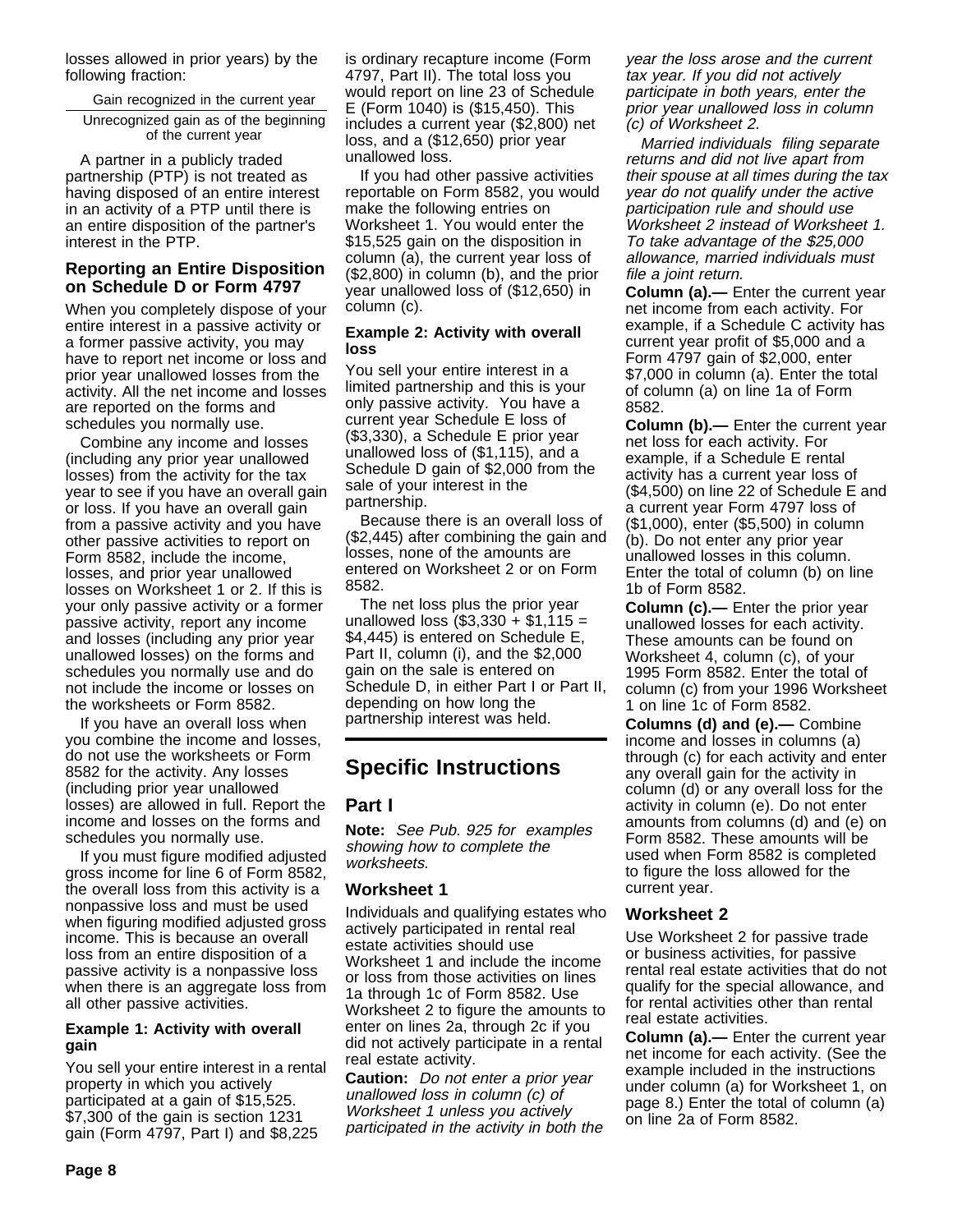losses allowed in prior years) by the following fraction:

$$\frac{\text{Gain recognized in the current year}}{\text{Unrecognized gain as of the beginning of the current year}}$$

A partner in a publicly traded partnership (PTP) is not treated as having disposed of an entire interest in an activity of a PTP until there is an entire disposition of the partner's interest in the PTP.

### Reporting an Entire Disposition on Schedule D or Form 4797

When you completely dispose of your entire interest in a passive activity or a former passive activity, you may have to report net income or loss and prior year unallowed losses from the activity. All the net income and losses are reported on the forms and schedules you normally use.

Combine any income and losses (including any prior year unallowed losses) from the activity for the tax year to see if you have an overall gain or loss. If you have an overall gain from a passive activity and you have other passive activities to report on Form 8582, include the income, losses, and prior year unallowed losses on Worksheet 1 or 2. If this is your only passive activity or a former passive activity, report any income and losses (including any prior year unallowed losses) on the forms and schedules you normally use and do not include the income or losses on the worksheets or Form 8582.

If you have an overall loss when you combine the income and losses, do not use the worksheets or Form 8582 for the activity. Any losses (including prior year unallowed losses) are allowed in full. Report the income and losses on the forms and schedules you normally use.

If you must figure modified adjusted gross income for line 6 of Form 8582, the overall loss from this activity is a nonpassive loss and must be used when figuring modified adjusted gross income. This is because an overall loss from an entire disposition of a passive activity is a nonpassive loss when there is an aggregate loss from all other passive activities.

#### Example 1: Activity with overall gain

You sell your entire interest in a rental property in which you actively participated at a gain of $15,525. $7,300 of the gain is section 1231 gain (Form 4797, Part I) and $8,225 is ordinary recapture income (Form 4797, Part II). The total loss you would report on line 23 of Schedule E (Form 1040) is ($15,450). This includes a current year ($2,800) net loss, and a ($12,650) prior year unallowed loss.

If you had other passive activities reportable on Form 8582, you would make the following entries on Worksheet 1. You would enter the $15,525 gain on the disposition in column (a), the current year loss of ($2,800) in column (b), and the prior year unallowed loss of ($12,650) in column (c).

#### Example 2: Activity with overall loss

You sell your entire interest in a limited partnership and this is your only passive activity. You have a current year Schedule E loss of ($3,330), a Schedule E prior year unallowed loss of ($1,115), and a Schedule D gain of $2,000 from the sale of your interest in the partnership.

Because there is an overall loss of ($2,445) after combining the gain and losses, none of the amounts are entered on Worksheet 2 or on Form 8582.

The net loss plus the prior year unallowed loss ($3,330 + $1,115 = $4,445) is entered on Schedule E, Part II, column (i), and the $2,000 gain on the sale is entered on Schedule D, in either Part I or Part II, depending on how long the partnership interest was held.

## Specific Instructions

### Part I

**Note:** *See Pub. 925 for examples showing how to complete the worksheets.*

### Worksheet 1

Individuals and qualifying estates who actively participated in rental real estate activities should use Worksheet 1 and include the income or loss from those activities on lines 1a through 1c of Form 8582. Use Worksheet 2 to figure the amounts to enter on lines 2a, through 2c if you did not actively participate in a rental real estate activity.

**Caution:** *Do not enter a prior year unallowed loss in column (c) of Worksheet 1 unless you actively participated in the activity in both the year the loss arose and the current tax year. If you did not actively participate in both years, enter the prior year unallowed loss in column (c) of Worksheet 2.*

*Married individuals filing separate returns and did not live apart from their spouse at all times during the tax year do not qualify under the active participation rule and should use Worksheet 2 instead of Worksheet 1. To take advantage of the $25,000 allowance, married individuals must file a joint return.*

**Column (a).—** Enter the current year net income from each activity. For example, if a Schedule C activity has current year profit of $5,000 and a Form 4797 gain of $2,000, enter $7,000 in column (a). Enter the total of column (a) on line 1a of Form 8582.

**Column (b).—** Enter the current year net loss for each activity. For example, if a Schedule E rental activity has a current year loss of ($4,500) on line 22 of Schedule E and a current year Form 4797 loss of ($1,000), enter ($5,500) in column (b). Do not enter any prior year unallowed losses in this column. Enter the total of column (b) on line 1b of Form 8582.

**Column (c).—** Enter the prior year unallowed losses for each activity. These amounts can be found on Worksheet 4, column (c), of your 1995 Form 8582. Enter the total of column (c) from your 1996 Worksheet 1 on line 1c of Form 8582.

**Columns (d) and (e).—** Combine income and losses in columns (a) through (c) for each activity and enter any overall gain for the activity in column (d) or any overall loss for the activity in column (e). Do not enter amounts from columns (d) and (e) on Form 8582. These amounts will be used when Form 8582 is completed to figure the loss allowed for the current year.

### Worksheet 2

Use Worksheet 2 for passive trade or business activities, for passive rental real estate activities that do not qualify for the special allowance, and for rental activities other than rental real estate activities.

**Column (a).—** Enter the current year net income for each activity. (See the example included in the instructions under column (a) for Worksheet 1, on page 8.) Enter the total of column (a) on line 2a of Form 8582.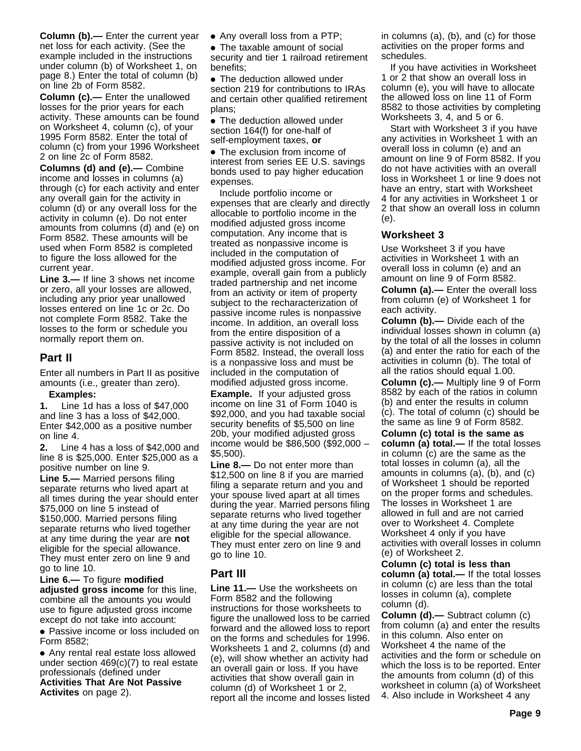**Column (b).—** Enter the current year net loss for each activity. (See the example included in the instructions under column (b) of Worksheet 1, on page 8.) Enter the total of column (b) on line 2b of Form 8582.

**Column (c).—** Enter the unallowed losses for the prior years for each activity. These amounts can be found on Worksheet 4, column (c), of your 1995 Form 8582. Enter the total of column (c) from your 1996 Worksheet 2 on line 2c of Form 8582.

**Columns (d) and (e).—** Combine income and losses in columns (a) through (c) for each activity and enter any overall gain for the activity in column (d) or any overall loss for the activity in column (e). Do not enter amounts from columns (d) and (e) on Form 8582. These amounts will be used when Form 8582 is completed to figure the loss allowed for the current year.

**Line 3.—** If line 3 shows net income or zero, all your losses are allowed, including any prior year unallowed losses entered on line 1c or 2c. Do not complete Form 8582. Take the losses to the form or schedule you normally report them on.

## Part II

Enter all numbers in Part II as positive amounts (i.e., greater than zero).

**Examples:**

**1.** Line 1d has a loss of $47,000 and line 3 has a loss of $42,000. Enter $42,000 as a positive number on line 4.

**2.** Line 4 has a loss of $42,000 and line 8 is $25,000. Enter $25,000 as a positive number on line 9.

**Line 5.—** Married persons filing separate returns who lived apart at all times during the year should enter $75,000 on line 5 instead of $150,000. Married persons filing separate returns who lived together at any time during the year are **not** eligible for the special allowance. They must enter zero on line 9 and go to line 10.

**Line 6.—** To figure **modified adjusted gross income** for this line, combine all the amounts you would use to figure adjusted gross income except do not take into account:

- Passive income or loss included on Form 8582;
- Any rental real estate loss allowed under section 469(c)(7) to real estate professionals (defined under **Activities That Are Not Passive Activites** on page 2).
- Any overall loss from a PTP;
- The taxable amount of social security and tier 1 railroad retirement benefits;
- The deduction allowed under section 219 for contributions to IRAs and certain other qualified retirement plans;
- The deduction allowed under section 164(f) for one-half of self-employment taxes, **or**
- The exclusion from income of interest from series EE U.S. savings bonds used to pay higher education expenses.

Include portfolio income or expenses that are clearly and directly allocable to portfolio income in the modified adjusted gross income computation. Any income that is treated as nonpassive income is included in the computation of modified adjusted gross income. For example, overall gain from a publicly traded partnership and net income from an activity or item of property subject to the recharacterization of passive income rules is nonpassive income. In addition, an overall loss from the entire disposition of a passive activity is not included on Form 8582. Instead, the overall loss is a nonpassive loss and must be included in the computation of modified adjusted gross income.

**Example.** If your adjusted gross income on line 31 of Form 1040 is $92,000, and you had taxable social security benefits of $5,500 on line 20b, your modified adjusted gross income would be $86,500 ($92,000 – $5,500).

**Line 8.—** Do not enter more than $12,500 on line 8 if you are married filing a separate return and you and your spouse lived apart at all times during the year. Married persons filing separate returns who lived together at any time during the year are not eligible for the special allowance. They must enter zero on line 9 and go to line 10.

## Part III

**Line 11.—** Use the worksheets on Form 8582 and the following instructions for those worksheets to figure the unallowed loss to be carried forward and the allowed loss to report on the forms and schedules for 1996. Worksheets 1 and 2, columns (d) and (e), will show whether an activity had an overall gain or loss. If you have activities that show overall gain in column (d) of Worksheet 1 or 2, report all the income and losses listed in columns (a), (b), and (c) for those activities on the proper forms and schedules.

If you have activities in Worksheet 1 or 2 that show an overall loss in column (e), you will have to allocate the allowed loss on line 11 of Form 8582 to those activities by completing Worksheets 3, 4, and 5 or 6.

Start with Worksheet 3 if you have any activities in Worksheet 1 with an overall loss in column (e) and an amount on line 9 of Form 8582. If you do not have activities with an overall loss in Worksheet 1 or line 9 does not have an entry, start with Worksheet 4 for any activities in Worksheet 1 or 2 that show an overall loss in column (e).

### Worksheet 3

Use Worksheet 3 if you have activities in Worksheet 1 with an overall loss in column (e) and an amount on line 9 of Form 8582.

**Column (a).—** Enter the overall loss from column (e) of Worksheet 1 for each activity.

**Column (b).—** Divide each of the individual losses shown in column (a) by the total of all the losses in column (a) and enter the ratio for each of the activities in column (b). The total of all the ratios should equal 1.00.

**Column (c).—** Multiply line 9 of Form 8582 by each of the ratios in column (b) and enter the results in column (c). The total of column (c) should be the same as line 9 of Form 8582.

**Column (c) total is the same as column (a) total.—** If the total losses in column (c) are the same as the total losses in column (a), all the amounts in columns (a), (b), and (c) of Worksheet 1 should be reported on the proper forms and schedules. The losses in Worksheet 1 are allowed in full and are not carried over to Worksheet 4. Complete Worksheet 4 only if you have activities with overall losses in column (e) of Worksheet 2.

**Column (c) total is less than column (a) total.—** If the total losses in column (c) are less than the total losses in column (a), complete column (d).

**Column (d).—** Subtract column (c) from column (a) and enter the results in this column. Also enter on Worksheet 4 the name of the activities and the form or schedule on which the loss is to be reported. Enter the amounts from column (d) of this worksheet in column (a) of Worksheet 4. Also include in Worksheet 4 any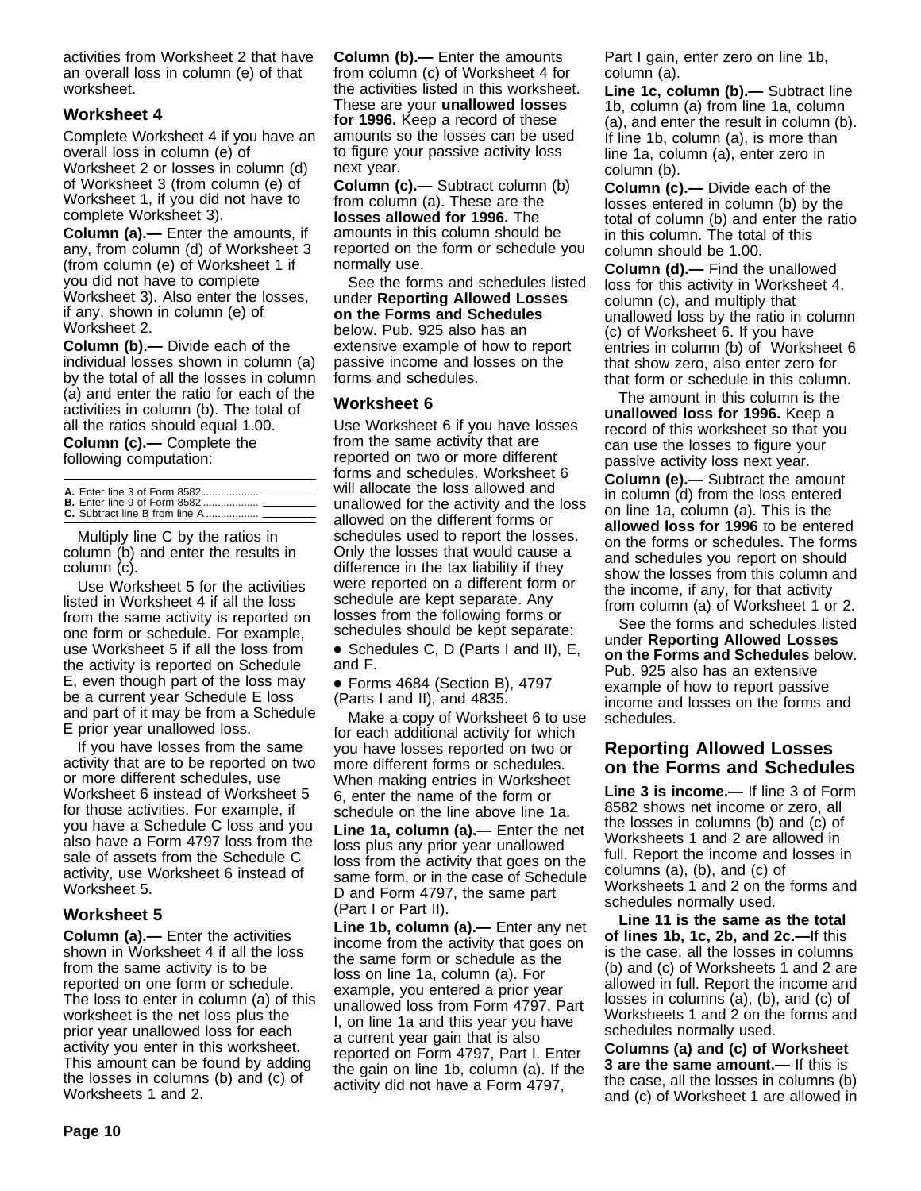activities from Worksheet 2 that have an overall loss in column (e) of that worksheet.

### Worksheet 4

Complete Worksheet 4 if you have an overall loss in column (e) of Worksheet 2 or losses in column (d) of Worksheet 3 (from column (e) of Worksheet 1, if you did not have to complete Worksheet 3).

**Column (a).—** Enter the amounts, if any, from column (d) of Worksheet 3 (from column (e) of Worksheet 1 if you did not have to complete Worksheet 3). Also enter the losses, if any, shown in column (e) of Worksheet 2.

**Column (b).—** Divide each of the individual losses shown in column (a) by the total of all the losses in column (a) and enter the ratio for each of the activities in column (b). The total of all the ratios should equal 1.00.

**Column (c).—** Complete the following computation:

| | |
|---|---|
| **A.** Enter line 3 of Form 8582 .................. | |
| **B.** Enter line 9 of Form 8582 .................. | |
| **C.** Subtract line B from line A ................. | |

Multiply line C by the ratios in column (b) and enter the results in column (c).

Use Worksheet 5 for the activities listed in Worksheet 4 if all the loss from the same activity is reported on one form or schedule. For example, use Worksheet 5 if all the loss from the activity is reported on Schedule E, even though part of the loss may be a current year Schedule E loss and part of it may be from a Schedule E prior year unallowed loss.

If you have losses from the same activity that are to be reported on two or more different schedules, use Worksheet 6 instead of Worksheet 5 for those activities. For example, if you have a Schedule C loss and you also have a Form 4797 loss from the sale of assets from the Schedule C activity, use Worksheet 6 instead of Worksheet 5.

### Worksheet 5

**Column (a).—** Enter the activities shown in Worksheet 4 if all the loss from the same activity is to be reported on one form or schedule. The loss to enter in column (a) of this worksheet is the net loss plus the prior year unallowed loss for each activity you enter in this worksheet. This amount can be found by adding the losses in columns (b) and (c) of Worksheets 1 and 2.

**Column (b).—** Enter the amounts from column (c) of Worksheet 4 for the activities listed in this worksheet. These are your **unallowed losses for 1996.** Keep a record of these amounts so the losses can be used to figure your passive activity loss next year.

**Column (c).—** Subtract column (b) from column (a). These are the **losses allowed for 1996.** The amounts in this column should be reported on the form or schedule you normally use.

See the forms and schedules listed under **Reporting Allowed Losses on the Forms and Schedules** below. Pub. 925 also has an extensive example of how to report passive income and losses on the forms and schedules.

### Worksheet 6

Use Worksheet 6 if you have losses from the same activity that are reported on two or more different forms and schedules. Worksheet 6 will allocate the loss allowed and unallowed for the activity and the loss allowed on the different forms or schedules used to report the losses. Only the losses that would cause a difference in the tax liability if they were reported on a different form or schedule are kept separate. Any losses from the following forms or schedules should be kept separate:

- Schedules C, D (Parts I and II), E, and F.
- Forms 4684 (Section B), 4797 (Parts I and II), and 4835.

Make a copy of Worksheet 6 to use for each additional activity for which you have losses reported on two or more different forms or schedules. When making entries in Worksheet 6, enter the name of the form or schedule on the line above line 1a.

**Line 1a, column (a).—** Enter the net loss plus any prior year unallowed loss from the activity that goes on the same form, or in the case of Schedule D and Form 4797, the same part (Part I or Part II).

**Line 1b, column (a).—** Enter any net income from the activity that goes on the same form or schedule as the loss on line 1a, column (a). For example, you entered a prior year unallowed loss from Form 4797, Part I, on line 1a and this year you have a current year gain that is also reported on Form 4797, Part I. Enter the gain on line 1b, column (a). If the activity did not have a Form 4797, Part I gain, enter zero on line 1b, column (a).

**Line 1c, column (b).—** Subtract line 1b, column (a) from line 1a, column (a), and enter the result in column (b). If line 1b, column (a), is more than line 1a, column (a), enter zero in column (b).

**Column (c).—** Divide each of the losses entered in column (b) by the total of column (b) and enter the ratio in this column. The total of this column should be 1.00.

**Column (d).—** Find the unallowed loss for this activity in Worksheet 4, column (c), and multiply that unallowed loss by the ratio in column (c) of Worksheet 6. If you have entries in column (b) of Worksheet 6 that show zero, also enter zero for that form or schedule in this column.

The amount in this column is the **unallowed loss for 1996.** Keep a record of this worksheet so that you can use the losses to figure your passive activity loss next year.

**Column (e).—** Subtract the amount in column (d) from the loss entered on line 1a, column (a). This is the **allowed loss for 1996** to be entered on the forms or schedules. The forms and schedules you report on should show the losses from this column and the income, if any, for that activity from column (a) of Worksheet 1 or 2.

See the forms and schedules listed under **Reporting Allowed Losses on the Forms and Schedules** below. Pub. 925 also has an extensive example of how to report passive income and losses on the forms and schedules.

## Reporting Allowed Losses on the Forms and Schedules

**Line 3 is income.—** If line 3 of Form 8582 shows net income or zero, all the losses in columns (b) and (c) of Worksheets 1 and 2 are allowed in full. Report the income and losses in columns (a), (b), and (c) of Worksheets 1 and 2 on the forms and schedules normally used.

**Line 11 is the same as the total of lines 1b, 1c, 2b, and 2c.—** If this is the case, all the losses in columns (b) and (c) of Worksheets 1 and 2 are allowed in full. Report the income and losses in columns (a), (b), and (c) of Worksheets 1 and 2 on the forms and schedules normally used.

**Columns (a) and (c) of Worksheet 3 are the same amount.—** If this is the case, all the losses in columns (b) and (c) of Worksheet 1 are allowed in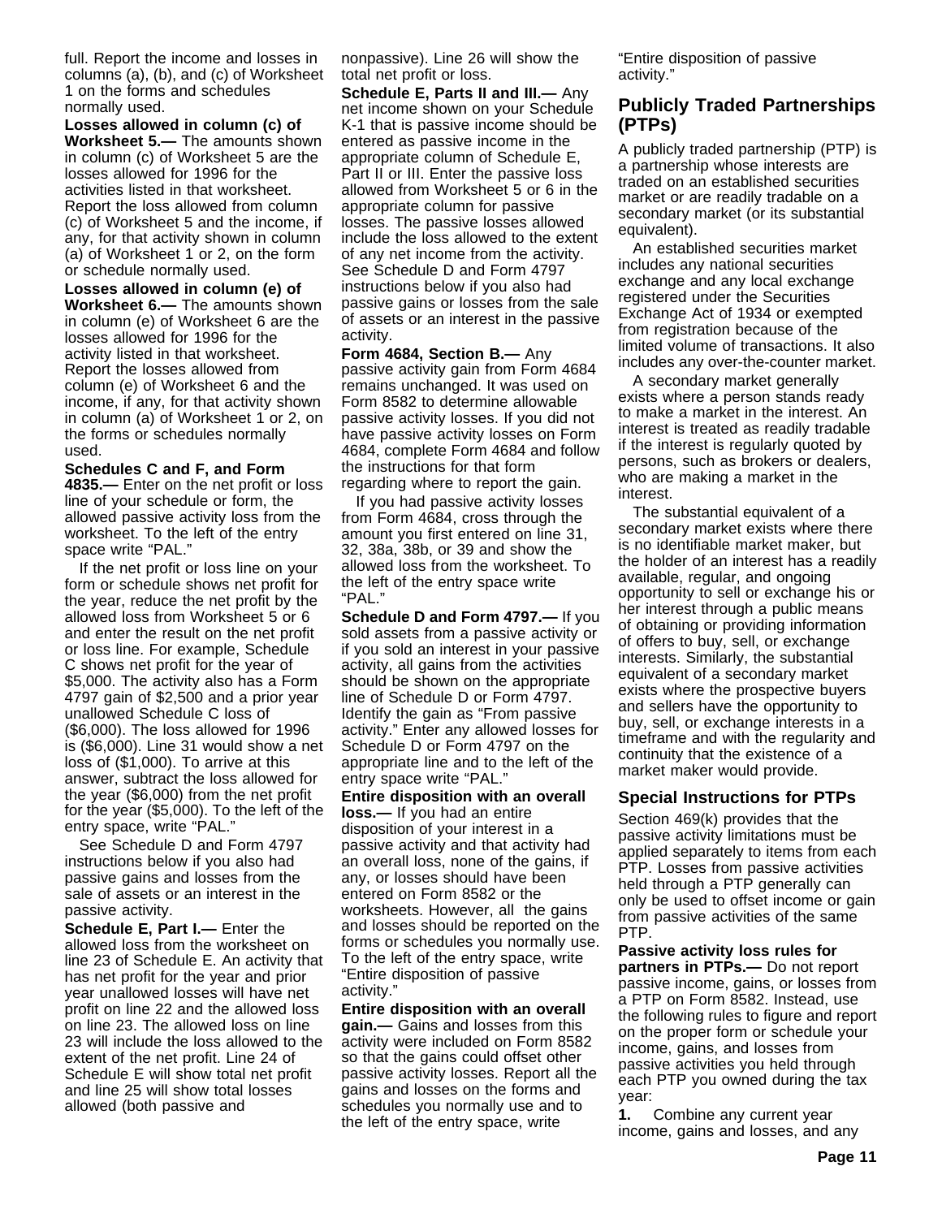full. Report the income and losses in columns (a), (b), and (c) of Worksheet 1 on the forms and schedules normally used.

**Losses allowed in column (c) of Worksheet 5.—** The amounts shown in column (c) of Worksheet 5 are the losses allowed for 1996 for the activities listed in that worksheet. Report the loss allowed from column (c) of Worksheet 5 and the income, if any, for that activity shown in column (a) of Worksheet 1 or 2, on the form or schedule normally used.

**Losses allowed in column (e) of Worksheet 6.—** The amounts shown in column (e) of Worksheet 6 are the losses allowed for 1996 for the activity listed in that worksheet. Report the losses allowed from column (e) of Worksheet 6 and the income, if any, for that activity shown in column (a) of Worksheet 1 or 2, on the forms or schedules normally used.

**Schedules C and F, and Form 4835.—** Enter on the net profit or loss line of your schedule or form, the allowed passive activity loss from the worksheet. To the left of the entry space write "PAL."

If the net profit or loss line on your form or schedule shows net profit for the year, reduce the net profit by the allowed loss from Worksheet 5 or 6 and enter the result on the net profit or loss line. For example, Schedule C shows net profit for the year of $5,000. The activity also has a Form 4797 gain of $2,500 and a prior year unallowed Schedule C loss of ($6,000). The loss allowed for 1996 is ($6,000). Line 31 would show a net loss of ($1,000). To arrive at this answer, subtract the loss allowed for the year ($6,000) from the net profit for the year ($5,000). To the left of the entry space, write "PAL."

See Schedule D and Form 4797 instructions below if you also had passive gains and losses from the sale of assets or an interest in the passive activity.

**Schedule E, Part I.—** Enter the allowed loss from the worksheet on line 23 of Schedule E. An activity that has net profit for the year and prior year unallowed losses will have net profit on line 22 and the allowed loss on line 23. The allowed loss on line 23 will include the loss allowed to the extent of the net profit. Line 24 of Schedule E will show total net profit and line 25 will show total losses allowed (both passive and nonpassive). Line 26 will show the total net profit or loss.

**Schedule E, Parts II and III.—** Any net income shown on your Schedule K-1 that is passive income should be entered as passive income in the appropriate column of Schedule E, Part II or III. Enter the passive loss allowed from Worksheet 5 or 6 in the appropriate column for passive losses. The passive losses allowed include the loss allowed to the extent of any net income from the activity. See Schedule D and Form 4797 instructions below if you also had passive gains or losses from the sale of assets or an interest in the passive activity.

**Form 4684, Section B.—** Any passive activity gain from Form 4684 remains unchanged. It was used on Form 8582 to determine allowable passive activity losses. If you did not have passive activity losses on Form 4684, complete Form 4684 and follow the instructions for that form regarding where to report the gain.

If you had passive activity losses from Form 4684, cross through the amount you first entered on line 31, 32, 38a, 38b, or 39 and show the allowed loss from the worksheet. To the left of the entry space write "PAL."

**Schedule D and Form 4797.—** If you sold assets from a passive activity or if you sold an interest in your passive activity, all gains from the activities should be shown on the appropriate line of Schedule D or Form 4797. Identify the gain as "From passive activity." Enter any allowed losses for Schedule D or Form 4797 on the appropriate line and to the left of the entry space write "PAL."

**Entire disposition with an overall loss.—** If you had an entire disposition of your interest in a passive activity and that activity had an overall loss, none of the gains, if any, or losses should have been entered on Form 8582 or the worksheets. However, all the gains and losses should be reported on the forms or schedules you normally use. To the left of the entry space, write "Entire disposition of passive activity."

**Entire disposition with an overall gain.—** Gains and losses from this activity were included on Form 8582 so that the gains could offset other passive activity losses. Report all the gains and losses on the forms and schedules you normally use and to the left of the entry space, write "Entire disposition of passive activity."

## Publicly Traded Partnerships (PTPs)

A publicly traded partnership (PTP) is a partnership whose interests are traded on an established securities market or are readily tradable on a secondary market (or its substantial equivalent).

An established securities market includes any national securities exchange and any local exchange registered under the Securities Exchange Act of 1934 or exempted from registration because of the limited volume of transactions. It also includes any over-the-counter market.

A secondary market generally exists where a person stands ready to make a market in the interest. An interest is treated as readily tradable if the interest is regularly quoted by persons, such as brokers or dealers, who are making a market in the interest.

The substantial equivalent of a secondary market exists where there is no identifiable market maker, but the holder of an interest has a readily available, regular, and ongoing opportunity to sell or exchange his or her interest through a public means of obtaining or providing information of offers to buy, sell, or exchange interests. Similarly, the substantial equivalent of a secondary market exists where the prospective buyers and sellers have the opportunity to buy, sell, or exchange interests in a timeframe and with the regularity and continuity that the existence of a market maker would provide.

### Special Instructions for PTPs

Section 469(k) provides that the passive activity limitations must be applied separately to items from each PTP. Losses from passive activities held through a PTP generally can only be used to offset income or gain from passive activities of the same PTP.

**Passive activity loss rules for partners in PTPs.—** Do not report passive income, gains, or losses from a PTP on Form 8582. Instead, use the following rules to figure and report on the proper form or schedule your income, gains, and losses from passive activities you held through each PTP you owned during the tax year:

**1.** Combine any current year income, gains and losses, and any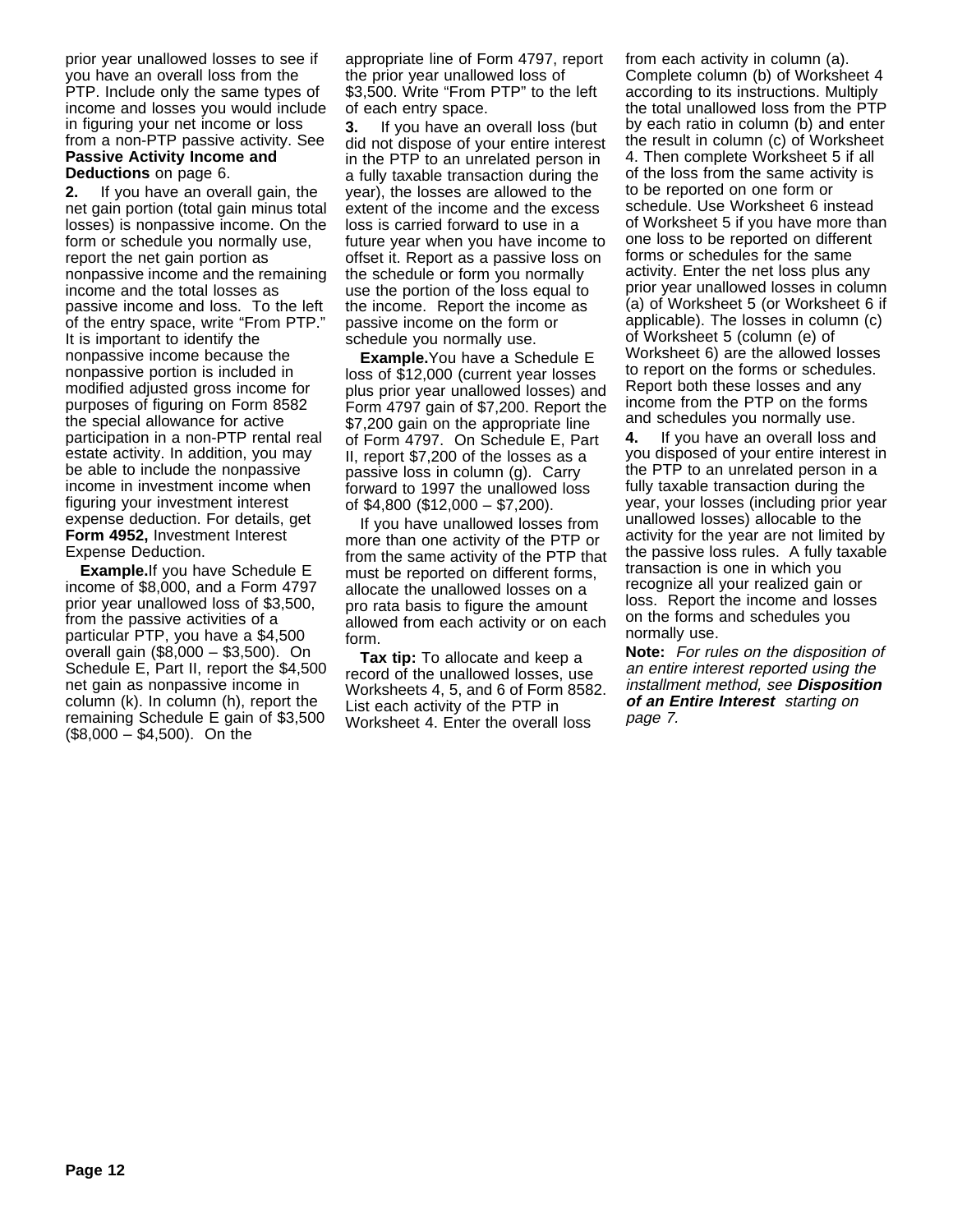prior year unallowed losses to see if you have an overall loss from the PTP. Include only the same types of income and losses you would include in figuring your net income or loss from a non-PTP passive activity. See **Passive Activity Income and Deductions** on page 6.

**2.** If you have an overall gain, the net gain portion (total gain minus total losses) is nonpassive income. On the form or schedule you normally use, report the net gain portion as nonpassive income and the remaining income and the total losses as passive income and loss. To the left of the entry space, write "From PTP." It is important to identify the nonpassive income because the nonpassive portion is included in modified adjusted gross income for purposes of figuring on Form 8582 the special allowance for active participation in a non-PTP rental real estate activity. In addition, you may be able to include the nonpassive income in investment income when figuring your investment interest expense deduction. For details, get **Form 4952,** Investment Interest Expense Deduction.

**Example.** If you have Schedule E income of $8,000, and a Form 4797 prior year unallowed loss of $3,500, from the passive activities of a particular PTP, you have a $4,500 overall gain ($8,000 – $3,500). On Schedule E, Part II, report the $4,500 net gain as nonpassive income in column (k). In column (h), report the remaining Schedule E gain of $3,500 ($8,000 – $4,500). On the appropriate line of Form 4797, report the prior year unallowed loss of $3,500. Write "From PTP" to the left of each entry space.

**3.** If you have an overall loss (but did not dispose of your entire interest in the PTP to an unrelated person in a fully taxable transaction during the year), the losses are allowed to the extent of the income and the excess loss is carried forward to use in a future year when you have income to offset it. Report as a passive loss on the schedule or form you normally use the portion of the loss equal to the income. Report the income as passive income on the form or schedule you normally use.

**Example.** You have a Schedule E loss of $12,000 (current year losses plus prior year unallowed losses) and Form 4797 gain of $7,200. Report the $7,200 gain on the appropriate line of Form 4797. On Schedule E, Part II, report $7,200 of the losses as a passive loss in column (g). Carry forward to 1997 the unallowed loss of $4,800 ($12,000 – $7,200).

If you have unallowed losses from more than one activity of the PTP or from the same activity of the PTP that must be reported on different forms, allocate the unallowed losses on a pro rata basis to figure the amount allowed from each activity or on each form.

**Tax tip:** To allocate and keep a record of the unallowed losses, use Worksheets 4, 5, and 6 of Form 8582. List each activity of the PTP in Worksheet 4. Enter the overall loss from each activity in column (a). Complete column (b) of Worksheet 4 according to its instructions. Multiply the total unallowed loss from the PTP by each ratio in column (b) and enter the result in column (c) of Worksheet 4. Then complete Worksheet 5 if all of the loss from the same activity is to be reported on one form or schedule. Use Worksheet 6 instead of Worksheet 5 if you have more than one loss to be reported on different forms or schedules for the same activity. Enter the net loss plus any prior year unallowed losses in column (a) of Worksheet 5 (or Worksheet 6 if applicable). The losses in column (c) of Worksheet 5 (column (e) of Worksheet 6) are the allowed losses to report on the forms or schedules. Report both these losses and any income from the PTP on the forms and schedules you normally use.

**4.** If you have an overall loss and you disposed of your entire interest in the PTP to an unrelated person in a fully taxable transaction during the year, your losses (including prior year unallowed losses) allocable to the activity for the year are not limited by the passive loss rules. A fully taxable transaction is one in which you recognize all your realized gain or loss. Report the income and losses on the forms and schedules you normally use.

**Note:** *For rules on the disposition of an entire interest reported using the installment method, see* ***Disposition of an Entire Interest*** *starting on page 7.*